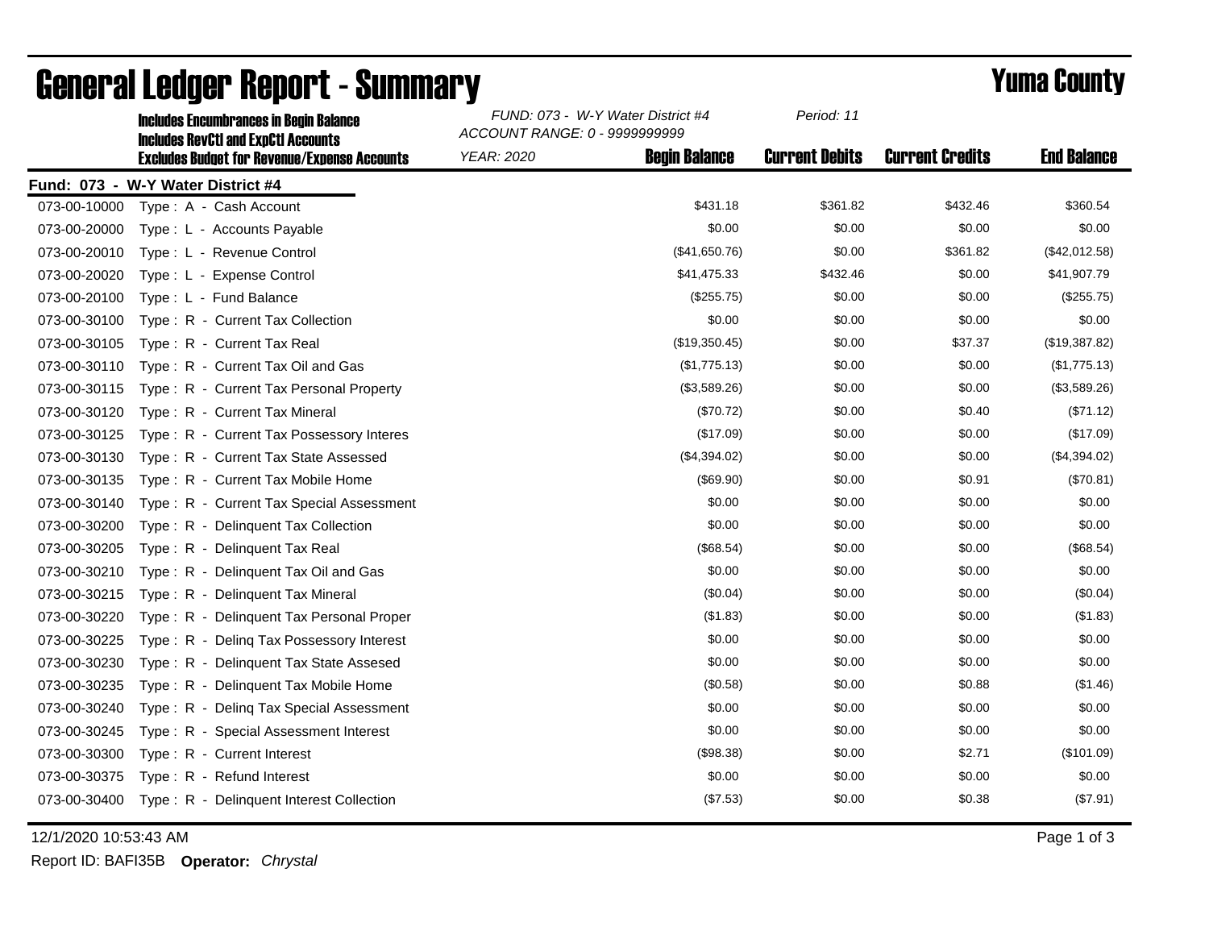# General Ledger Report - Summary

## Yuma County

**Includes Encumbrances in Begin Balance**
**Includes RevCtl and ExpCtl Accounts**
**Excludes Budget for Revenue/Expense Accounts**

*FUND: 073 - W-Y Water District #4*
*ACCOUNT RANGE: 0 - 9999999999*
*YEAR: 2020*
*Period: 11*

**Fund: 073 - W-Y Water District #4**

| Account | Description | Begin Balance | Current Debits | Current Credits | End Balance |
|---|---|---|---|---|---|
| 073-00-10000 | Type : A - Cash Account | $431.18 | $361.82 | $432.46 | $360.54 |
| 073-00-20000 | Type : L - Accounts Payable | $0.00 | $0.00 | $0.00 | $0.00 |
| 073-00-20010 | Type : L - Revenue Control | ($41,650.76) | $0.00 | $361.82 | ($42,012.58) |
| 073-00-20020 | Type : L - Expense Control | $41,475.33 | $432.46 | $0.00 | $41,907.79 |
| 073-00-20100 | Type : L - Fund Balance | ($255.75) | $0.00 | $0.00 | ($255.75) |
| 073-00-30100 | Type : R - Current Tax Collection | $0.00 | $0.00 | $0.00 | $0.00 |
| 073-00-30105 | Type : R - Current Tax Real | ($19,350.45) | $0.00 | $37.37 | ($19,387.82) |
| 073-00-30110 | Type : R - Current Tax Oil and Gas | ($1,775.13) | $0.00 | $0.00 | ($1,775.13) |
| 073-00-30115 | Type : R - Current Tax Personal Property | ($3,589.26) | $0.00 | $0.00 | ($3,589.26) |
| 073-00-30120 | Type : R - Current Tax Mineral | ($70.72) | $0.00 | $0.40 | ($71.12) |
| 073-00-30125 | Type : R - Current Tax Possessory Interes | ($17.09) | $0.00 | $0.00 | ($17.09) |
| 073-00-30130 | Type : R - Current Tax State Assessed | ($4,394.02) | $0.00 | $0.00 | ($4,394.02) |
| 073-00-30135 | Type : R - Current Tax Mobile Home | ($69.90) | $0.00 | $0.91 | ($70.81) |
| 073-00-30140 | Type : R - Current Tax Special Assessment | $0.00 | $0.00 | $0.00 | $0.00 |
| 073-00-30200 | Type : R - Delinquent Tax Collection | $0.00 | $0.00 | $0.00 | $0.00 |
| 073-00-30205 | Type : R - Delinquent Tax Real | ($68.54) | $0.00 | $0.00 | ($68.54) |
| 073-00-30210 | Type : R - Delinquent Tax Oil and Gas | $0.00 | $0.00 | $0.00 | $0.00 |
| 073-00-30215 | Type : R - Delinquent Tax Mineral | ($0.04) | $0.00 | $0.00 | ($0.04) |
| 073-00-30220 | Type : R - Delinquent Tax Personal Proper | ($1.83) | $0.00 | $0.00 | ($1.83) |
| 073-00-30225 | Type : R - Delinq Tax Possessory Interest | $0.00 | $0.00 | $0.00 | $0.00 |
| 073-00-30230 | Type : R - Delinquent Tax State Assesed | $0.00 | $0.00 | $0.00 | $0.00 |
| 073-00-30235 | Type : R - Delinquent Tax Mobile Home | ($0.58) | $0.00 | $0.88 | ($1.46) |
| 073-00-30240 | Type : R - Delinq Tax Special Assessment | $0.00 | $0.00 | $0.00 | $0.00 |
| 073-00-30245 | Type : R - Special Assessment Interest | $0.00 | $0.00 | $0.00 | $0.00 |
| 073-00-30300 | Type : R - Current Interest | ($98.38) | $0.00 | $2.71 | ($101.09) |
| 073-00-30375 | Type : R - Refund Interest | $0.00 | $0.00 | $0.00 | $0.00 |
| 073-00-30400 | Type : R - Delinquent Interest Collection | ($7.53) | $0.00 | $0.38 | ($7.91) |

12/1/2020 10:53:43 AM

Report ID: BAFI35B **Operator:** *Chrystal*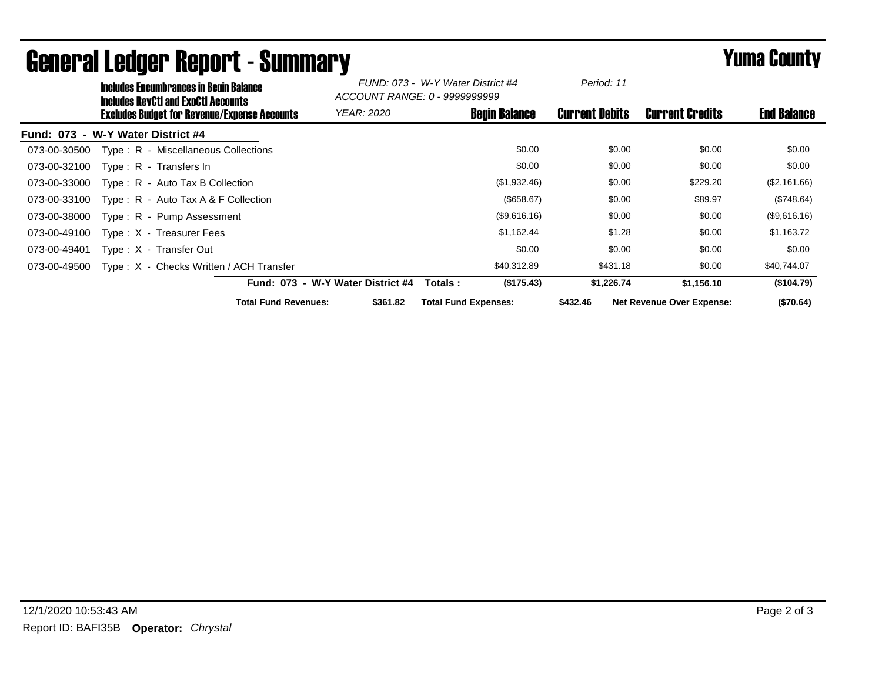# General Ledger Report - Summary

## Yuma County

**Includes Encumbrances in Begin Balance**
**Includes RevCtl and ExpCtl Accounts**
**Excludes Budget for Revenue/Expense Accounts**

*FUND: 073 - W-Y Water District #4*
*ACCOUNT RANGE: 0 - 9999999999*
*YEAR: 2020*
*Period: 11*

**Fund: 073 - W-Y Water District #4**

| Account | Description | Begin Balance | Current Debits | Current Credits | End Balance |
|---|---|---|---|---|---|
| 073-00-30500 | Type : R - Miscellaneous Collections | $0.00 | $0.00 | $0.00 | $0.00 |
| 073-00-32100 | Type : R - Transfers In | $0.00 | $0.00 | $0.00 | $0.00 |
| 073-00-33000 | Type : R - Auto Tax B Collection | ($1,932.46) | $0.00 | $229.20 | ($2,161.66) |
| 073-00-33100 | Type : R - Auto Tax A & F Collection | ($658.67) | $0.00 | $89.97 | ($748.64) |
| 073-00-38000 | Type : R - Pump Assessment | ($9,616.16) | $0.00 | $0.00 | ($9,616.16) |
| 073-00-49100 | Type : X - Treasurer Fees | $1,162.44 | $1.28 | $0.00 | $1,163.72 |
| 073-00-49401 | Type : X - Transfer Out | $0.00 | $0.00 | $0.00 | $0.00 |
| 073-00-49500 | Type : X - Checks Written / ACH Transfer | $40,312.89 | $431.18 | $0.00 | $40,744.07 |
| | **Fund: 073 - W-Y Water District #4 Totals :** | **($175.43)** | **$1,226.74** | **$1,156.10** | **($104.79)** |

**Total Fund Revenues:** **$361.82** **Total Fund Expenses:** **$432.46** **Net Revenue Over Expense:** **($70.64)**

12/1/2020 10:53:43 AM

Report ID: BAFI35B **Operator:** *Chrystal*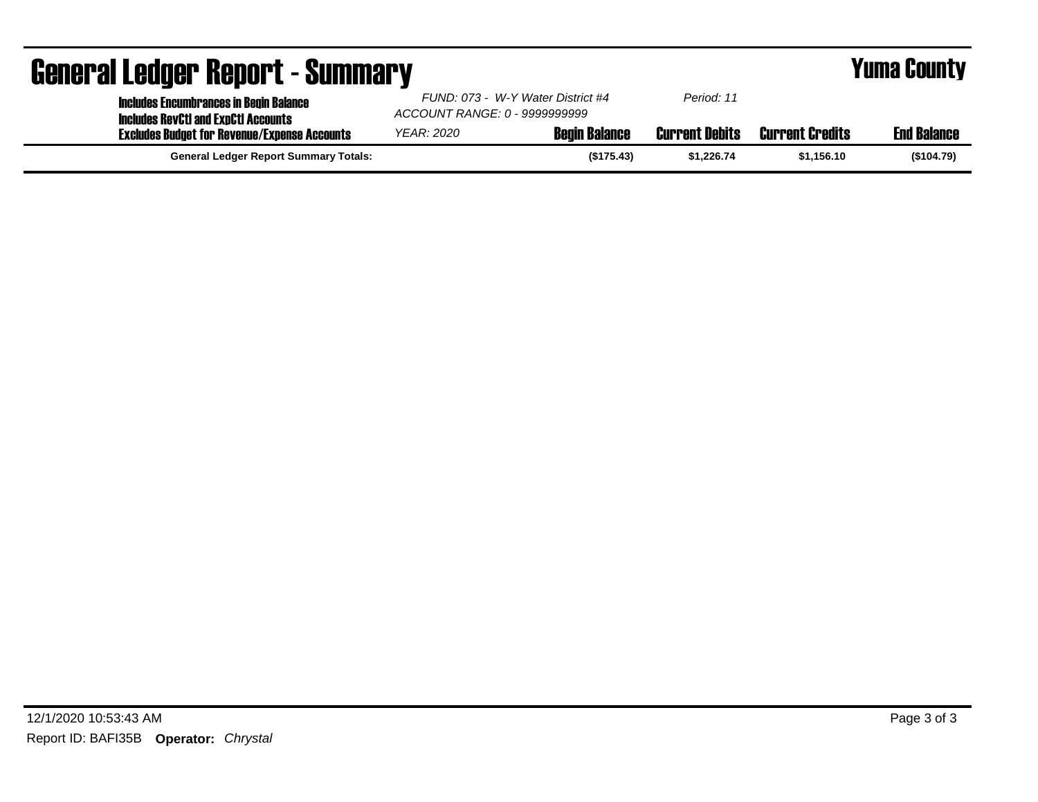# General Ledger Report - Summary

## Yuma County

**Includes Encumbrances in Begin Balance**
**Includes RevCtl and ExpCtl Accounts**
**Excludes Budget for Revenue/Expense Accounts**

*FUND: 073 - W-Y Water District #4*
*ACCOUNT RANGE: 0 - 9999999999*
*YEAR: 2020*
*Period: 11*

| | Begin Balance | Current Debits | Current Credits | End Balance |
|---|---|---|---|---|
| **General Ledger Report Summary Totals:** | **($175.43)** | **$1,226.74** | **$1,156.10** | **($104.79)** |

12/1/2020 10:53:43 AM

Report ID: BAFI35B **Operator:** *Chrystal*